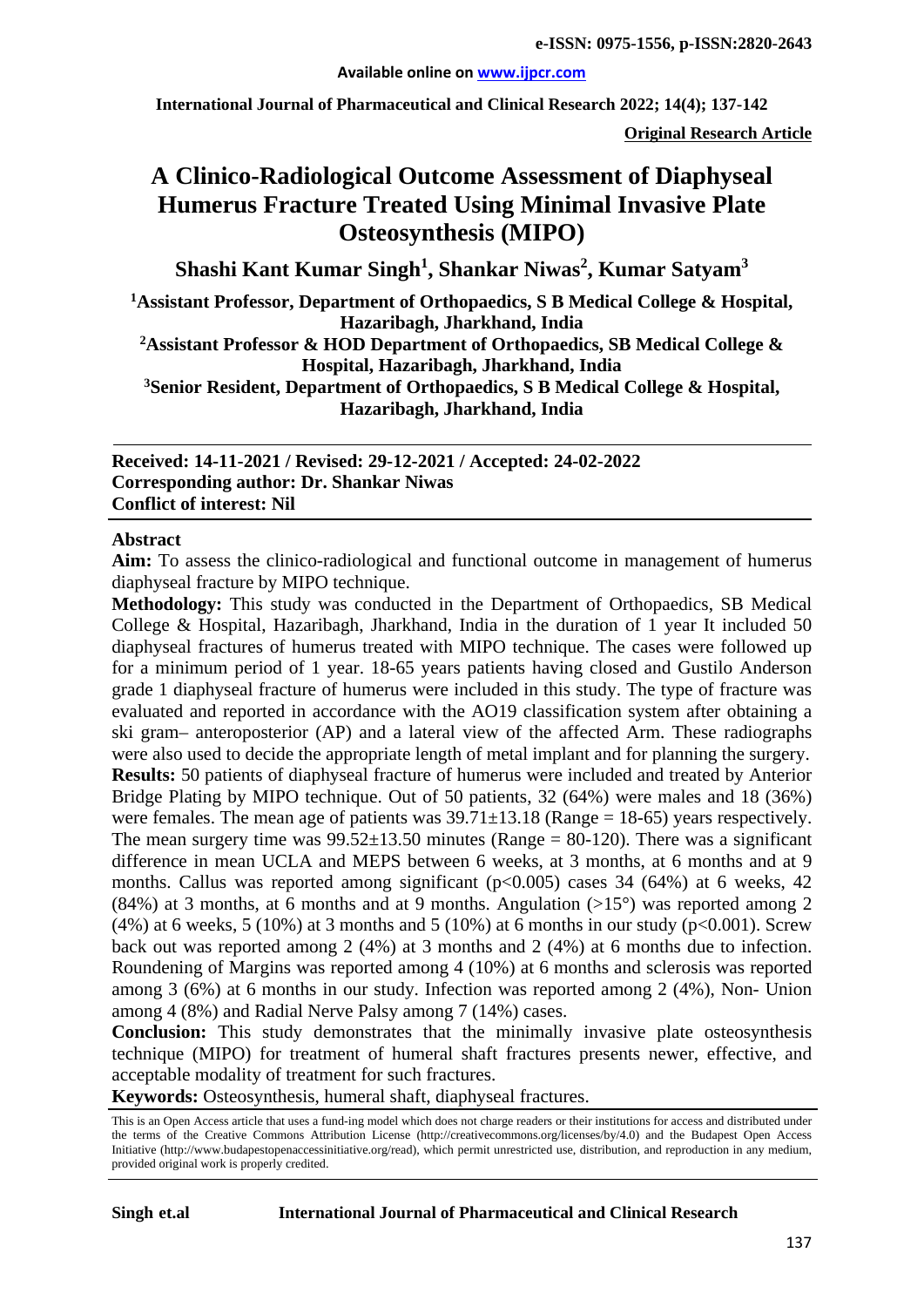**e-ISSN: 0975-1556, p-ISSN:2820-2643**

**Available online on www.ijpcr.com**

**Original Research Article**

# A Clinico-Radiological Outcome Assessment of Diaphyseal Humerus Fracture Treated Using Minimal Invasive Plate Osteosynthesis (MIPO)

**Shashi Kant Kumar Singh[1], Shankar Niwas[2], Kumar Satyam[3]**

**[1]Assistant Professor, Department of Orthopaedics, S B Medical College & Hospital, Hazaribagh, Jharkhand, India**

**[2]Assistant Professor & HOD Department of Orthopaedics, SB Medical College & Hospital, Hazaribagh, Jharkhand, India**

**[3]Senior Resident, Department of Orthopaedics, S B Medical College & Hospital, Hazaribagh, Jharkhand, India**

**Received: 14-11-2021 / Revised: 29-12-2021 / Accepted: 24-02-2022**
**Corresponding author: Dr. Shankar Niwas**
**Conflict of interest: Nil**

## Abstract

**Aim:** To assess the clinico-radiological and functional outcome in management of humerus diaphyseal fracture by MIPO technique.

**Methodology:** This study was conducted in the Department of Orthopaedics, SB Medical College & Hospital, Hazaribagh, Jharkhand, India in the duration of 1 year It included 50 diaphyseal fractures of humerus treated with MIPO technique. The cases were followed up for a minimum period of 1 year. 18-65 years patients having closed and Gustilo Anderson grade 1 diaphyseal fracture of humerus were included in this study. The type of fracture was evaluated and reported in accordance with the AO19 classification system after obtaining a ski gram– anteroposterior (AP) and a lateral view of the affected Arm. These radiographs were also used to decide the appropriate length of metal implant and for planning the surgery.

**Results:** 50 patients of diaphyseal fracture of humerus were included and treated by Anterior Bridge Plating by MIPO technique. Out of 50 patients, 32 (64%) were males and 18 (36%) were females. The mean age of patients was 39.71±13.18 (Range = 18-65) years respectively. The mean surgery time was 99.52±13.50 minutes (Range = 80-120). There was a significant difference in mean UCLA and MEPS between 6 weeks, at 3 months, at 6 months and at 9 months. Callus was reported among significant ($p<0.005$) cases 34 (64%) at 6 weeks, 42 (84%) at 3 months, at 6 months and at 9 months. Angulation (>15°) was reported among 2 (4%) at 6 weeks, 5 (10%) at 3 months and 5 (10%) at 6 months in our study ($p<0.001$). Screw back out was reported among 2 (4%) at 3 months and 2 (4%) at 6 months due to infection. Roundening of Margins was reported among 4 (10%) at 6 months and sclerosis was reported among 3 (6%) at 6 months in our study. Infection was reported among 2 (4%), Non- Union among 4 (8%) and Radial Nerve Palsy among 7 (14%) cases.

**Conclusion:** This study demonstrates that the minimally invasive plate osteosynthesis technique (MIPO) for treatment of humeral shaft fractures presents newer, effective, and acceptable modality of treatment for such fractures.

**Keywords:** Osteosynthesis, humeral shaft, diaphyseal fractures.

This is an Open Access article that uses a fund-ing model which does not charge readers or their institutions for access and distributed under the terms of the Creative Commons Attribution License (http://creativecommons.org/licenses/by/4.0) and the Budapest Open Access Initiative (http://www.budapestopenaccessinitiative.org/read), which permit unrestricted use, distribution, and reproduction in any medium, provided original work is properly credited.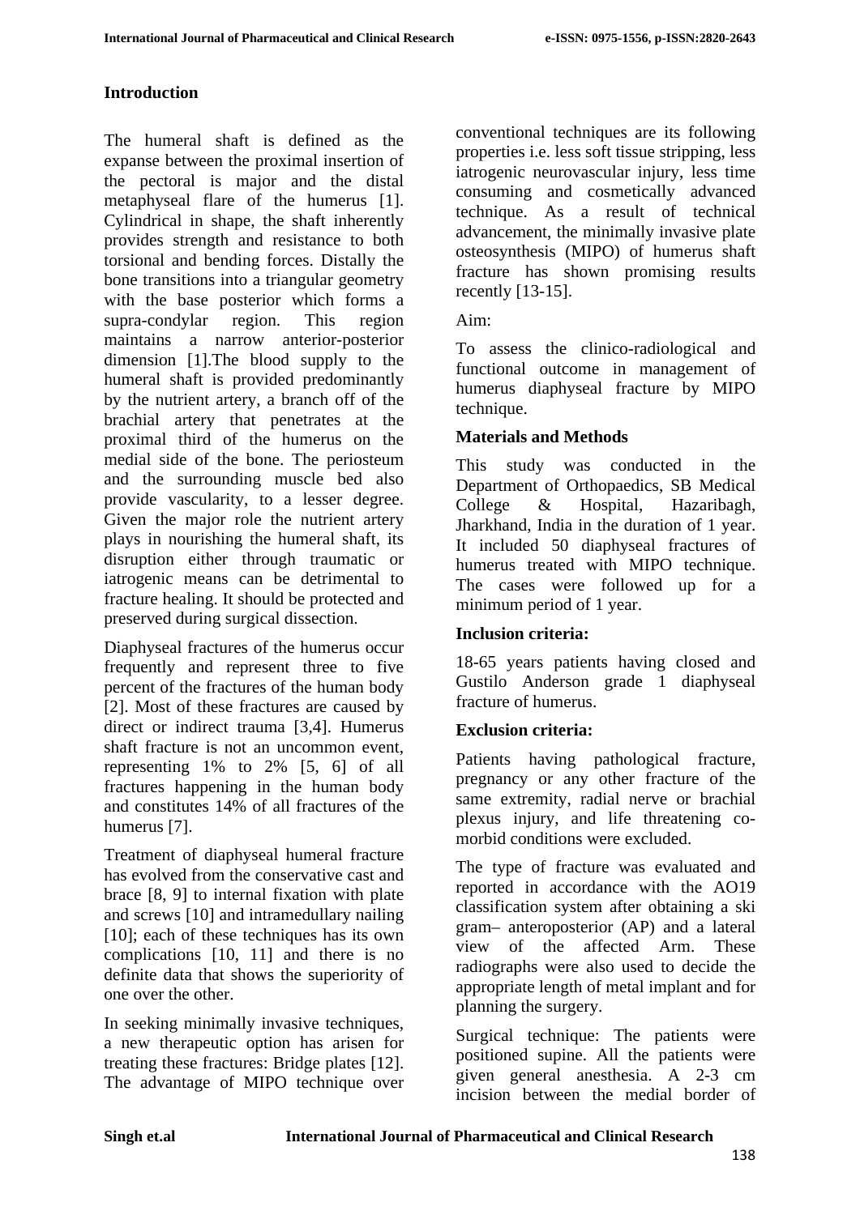## Introduction

The humeral shaft is defined as the expanse between the proximal insertion of the pectoral is major and the distal metaphyseal flare of the humerus [1]. Cylindrical in shape, the shaft inherently provides strength and resistance to both torsional and bending forces. Distally the bone transitions into a triangular geometry with the base posterior which forms a supra-condylar region. This region maintains a narrow anterior-posterior dimension [1].The blood supply to the humeral shaft is provided predominantly by the nutrient artery, a branch off of the brachial artery that penetrates at the proximal third of the humerus on the medial side of the bone. The periosteum and the surrounding muscle bed also provide vascularity, to a lesser degree. Given the major role the nutrient artery plays in nourishing the humeral shaft, its disruption either through traumatic or iatrogenic means can be detrimental to fracture healing. It should be protected and preserved during surgical dissection.

Diaphyseal fractures of the humerus occur frequently and represent three to five percent of the fractures of the human body [2]. Most of these fractures are caused by direct or indirect trauma [3,4]. Humerus shaft fracture is not an uncommon event, representing 1% to 2% [5, 6] of all fractures happening in the human body and constitutes 14% of all fractures of the humerus [7].

Treatment of diaphyseal humeral fracture has evolved from the conservative cast and brace [8, 9] to internal fixation with plate and screws [10] and intramedullary nailing [10]; each of these techniques has its own complications [10, 11] and there is no definite data that shows the superiority of one over the other.

In seeking minimally invasive techniques, a new therapeutic option has arisen for treating these fractures: Bridge plates [12]. The advantage of MIPO technique over conventional techniques are its following properties i.e. less soft tissue stripping, less iatrogenic neurovascular injury, less time consuming and cosmetically advanced technique. As a result of technical advancement, the minimally invasive plate osteosynthesis (MIPO) of humerus shaft fracture has shown promising results recently [13-15].

Aim:

To assess the clinico-radiological and functional outcome in management of humerus diaphyseal fracture by MIPO technique.

## Materials and Methods

This study was conducted in the Department of Orthopaedics, SB Medical College & Hospital, Hazaribagh, Jharkhand, India in the duration of 1 year. It included 50 diaphyseal fractures of humerus treated with MIPO technique. The cases were followed up for a minimum period of 1 year.

**Inclusion criteria:**

18-65 years patients having closed and Gustilo Anderson grade 1 diaphyseal fracture of humerus.

**Exclusion criteria:**

Patients having pathological fracture, pregnancy or any other fracture of the same extremity, radial nerve or brachial plexus injury, and life threatening co-morbid conditions were excluded.

The type of fracture was evaluated and reported in accordance with the AO19 classification system after obtaining a ski gram– anteroposterior (AP) and a lateral view of the affected Arm. These radiographs were also used to decide the appropriate length of metal implant and for planning the surgery.

Surgical technique: The patients were positioned supine. All the patients were given general anesthesia. A 2-3 cm incision between the medial border of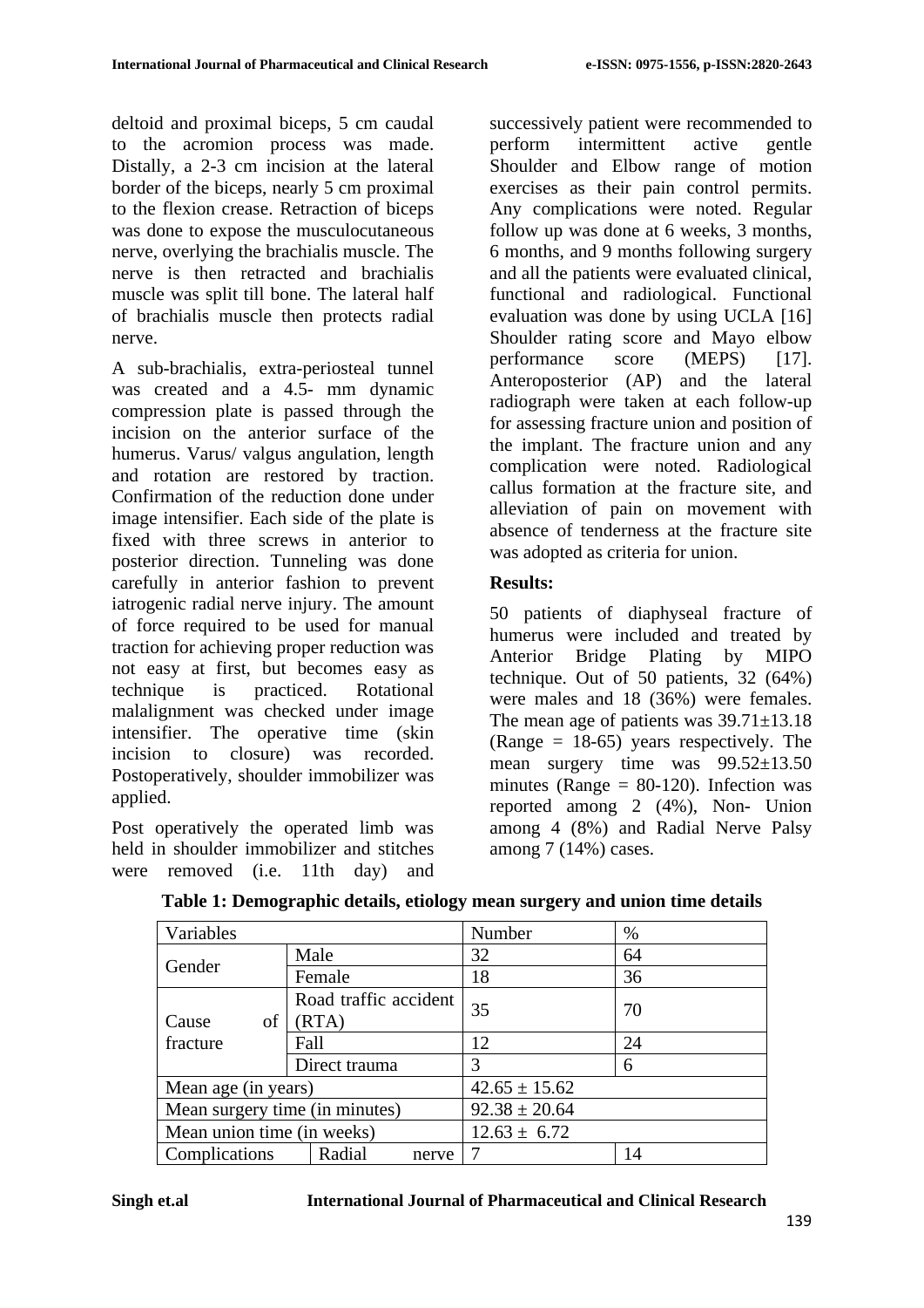deltoid and proximal biceps, 5 cm caudal to the acromion process was made. Distally, a 2-3 cm incision at the lateral border of the biceps, nearly 5 cm proximal to the flexion crease. Retraction of biceps was done to expose the musculocutaneous nerve, overlying the brachialis muscle. The nerve is then retracted and brachialis muscle was split till bone. The lateral half of brachialis muscle then protects radial nerve.

A sub-brachialis, extra-periosteal tunnel was created and a 4.5- mm dynamic compression plate is passed through the incision on the anterior surface of the humerus. Varus/ valgus angulation, length and rotation are restored by traction. Confirmation of the reduction done under image intensifier. Each side of the plate is fixed with three screws in anterior to posterior direction. Tunneling was done carefully in anterior fashion to prevent iatrogenic radial nerve injury. The amount of force required to be used for manual traction for achieving proper reduction was not easy at first, but becomes easy as technique is practiced. Rotational malalignment was checked under image intensifier. The operative time (skin incision to closure) was recorded. Postoperatively, shoulder immobilizer was applied.

Post operatively the operated limb was held in shoulder immobilizer and stitches were removed (i.e. 11th day) and successively patient were recommended to perform intermittent active gentle Shoulder and Elbow range of motion exercises as their pain control permits. Any complications were noted. Regular follow up was done at 6 weeks, 3 months, 6 months, and 9 months following surgery and all the patients were evaluated clinical, functional and radiological. Functional evaluation was done by using UCLA [16] Shoulder rating score and Mayo elbow performance score (MEPS) [17]. Anteroposterior (AP) and the lateral radiograph were taken at each follow-up for assessing fracture union and position of the implant. The fracture union and any complication were noted. Radiological callus formation at the fracture site, and alleviation of pain on movement with absence of tenderness at the fracture site was adopted as criteria for union.

## Results:

50 patients of diaphyseal fracture of humerus were included and treated by Anterior Bridge Plating by MIPO technique. Out of 50 patients, 32 (64%) were males and 18 (36%) were females. The mean age of patients was 39.71±13.18 (Range = 18-65) years respectively. The mean surgery time was 99.52±13.50 minutes (Range = 80-120). Infection was reported among 2 (4%), Non- Union among 4 (8%) and Radial Nerve Palsy among 7 (14%) cases.

**Table 1: Demographic details, etiology mean surgery and union time details**

| Variables | | Number | % |
|---|---|---|---|
| Gender | Male | 32 | 64 |
| | Female | 18 | 36 |
| Cause of fracture | Road traffic accident (RTA) | 35 | 70 |
| | Fall | 12 | 24 |
| | Direct trauma | 3 | 6 |
| Mean age (in years) | | 42.65 ± 15.62 | |
| Mean surgery time (in minutes) | | 92.38 ± 20.64 | |
| Mean union time (in weeks) | | 12.63 ± 6.72 | |
| Complications | Radial nerve | 7 | 14 |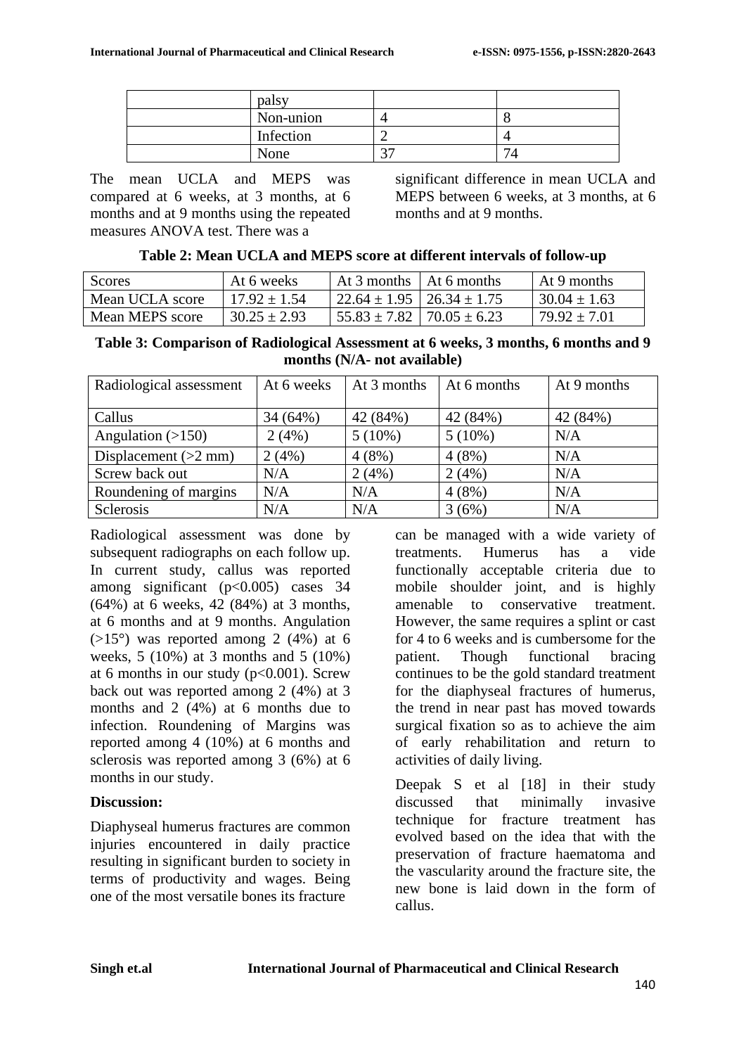| | palsy | | |
|---|---|---|---|
| | Non-union | 4 | 8 |
| | Infection | 2 | 4 |
| | None | 37 | 74 |

The mean UCLA and MEPS was compared at 6 weeks, at 3 months, at 6 months and at 9 months using the repeated measures ANOVA test. There was a significant difference in mean UCLA and MEPS between 6 weeks, at 3 months, at 6 months and at 9 months.

**Table 2: Mean UCLA and MEPS score at different intervals of follow-up**

| Scores | At 6 weeks | At 3 months | At 6 months | At 9 months |
|---|---|---|---|---|
| Mean UCLA score | 17.92 ± 1.54 | 22.64 ± 1.95 | 26.34 ± 1.75 | 30.04 ± 1.63 |
| Mean MEPS score | 30.25 ± 2.93 | 55.83 ± 7.82 | 70.05 ± 6.23 | 79.92 ± 7.01 |

**Table 3: Comparison of Radiological Assessment at 6 weeks, 3 months, 6 months and 9 months (N/A- not available)**

| Radiological assessment | At 6 weeks | At 3 months | At 6 months | At 9 months |
|---|---|---|---|---|
| Callus | 34 (64%) | 42 (84%) | 42 (84%) | 42 (84%) |
| Angulation (>150) | 2 (4%) | 5 (10%) | 5 (10%) | N/A |
| Displacement (>2 mm) | 2 (4%) | 4 (8%) | 4 (8%) | N/A |
| Screw back out | N/A | 2 (4%) | 2 (4%) | N/A |
| Roundening of margins | N/A | N/A | 4 (8%) | N/A |
| Sclerosis | N/A | N/A | 3 (6%) | N/A |

Radiological assessment was done by subsequent radiographs on each follow up. In current study, callus was reported among significant ($p<0.005$) cases 34 (64%) at 6 weeks, 42 (84%) at 3 months, at 6 months and at 9 months. Angulation (>15°) was reported among 2 (4%) at 6 weeks, 5 (10%) at 3 months and 5 (10%) at 6 months in our study ($p<0.001$). Screw back out was reported among 2 (4%) at 3 months and 2 (4%) at 6 months due to infection. Roundening of Margins was reported among 4 (10%) at 6 months and sclerosis was reported among 3 (6%) at 6 months in our study.

**Discussion:**

Diaphyseal humerus fractures are common injuries encountered in daily practice resulting in significant burden to society in terms of productivity and wages. Being one of the most versatile bones its fracture can be managed with a wide variety of treatments. Humerus has a vide functionally acceptable criteria due to mobile shoulder joint, and is highly amenable to conservative treatment. However, the same requires a splint or cast for 4 to 6 weeks and is cumbersome for the patient. Though functional bracing continues to be the gold standard treatment for the diaphyseal fractures of humerus, the trend in near past has moved towards surgical fixation so as to achieve the aim of early rehabilitation and return to activities of daily living.

Deepak S et al [18] in their study discussed that minimally invasive technique for fracture treatment has evolved based on the idea that with the preservation of fracture haematoma and the vascularity around the fracture site, the new bone is laid down in the form of callus.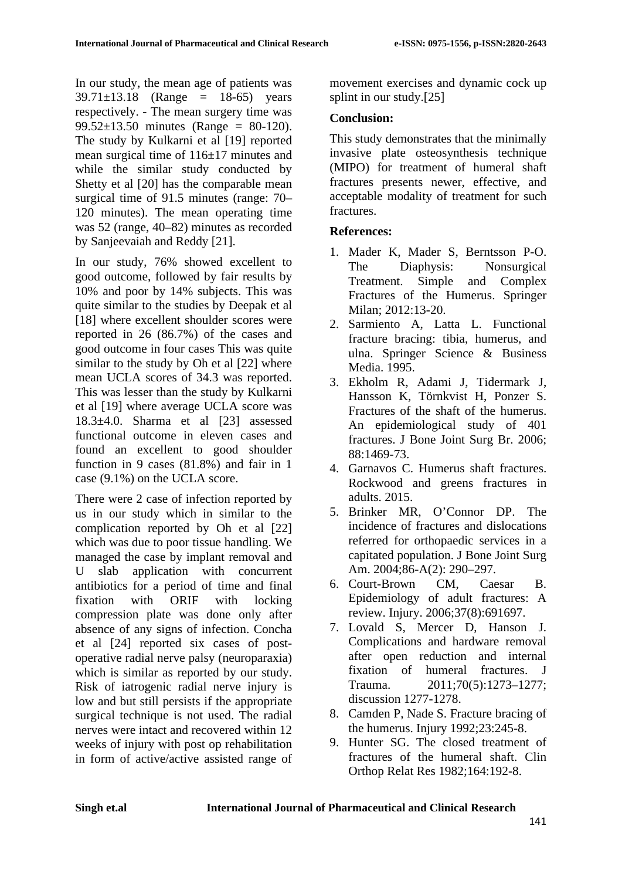In our study, the mean age of patients was 39.71±13.18 (Range = 18-65) years respectively. - The mean surgery time was 99.52±13.50 minutes (Range = 80-120). The study by Kulkarni et al [19] reported mean surgical time of 116±17 minutes and while the similar study conducted by Shetty et al [20] has the comparable mean surgical time of 91.5 minutes (range: 70–120 minutes). The mean operating time was 52 (range, 40–82) minutes as recorded by Sanjeevaiah and Reddy [21].

In our study, 76% showed excellent to good outcome, followed by fair results by 10% and poor by 14% subjects. This was quite similar to the studies by Deepak et al [18] where excellent shoulder scores were reported in 26 (86.7%) of the cases and good outcome in four cases This was quite similar to the study by Oh et al [22] where mean UCLA scores of 34.3 was reported. This was lesser than the study by Kulkarni et al [19] where average UCLA score was 18.3±4.0. Sharma et al [23] assessed functional outcome in eleven cases and found an excellent to good shoulder function in 9 cases (81.8%) and fair in 1 case (9.1%) on the UCLA score.

There were 2 case of infection reported by us in our study which in similar to the complication reported by Oh et al [22] which was due to poor tissue handling. We managed the case by implant removal and U slab application with concurrent antibiotics for a period of time and final fixation with ORIF with locking compression plate was done only after absence of any signs of infection. Concha et al [24] reported six cases of post-operative radial nerve palsy (neuroparaxia) which is similar as reported by our study. Risk of iatrogenic radial nerve injury is low and but still persists if the appropriate surgical technique is not used. The radial nerves were intact and recovered within 12 weeks of injury with post op rehabilitation in form of active/active assisted range of movement exercises and dynamic cock up splint in our study.[25]

**Conclusion:**

This study demonstrates that the minimally invasive plate osteosynthesis technique (MIPO) for treatment of humeral shaft fractures presents newer, effective, and acceptable modality of treatment for such fractures.

**References:**

1. Mader K, Mader S, Berntsson P-O. The Diaphysis: Nonsurgical Treatment. Simple and Complex Fractures of the Humerus. Springer Milan; 2012:13-20.
2. Sarmiento A, Latta L. Functional fracture bracing: tibia, humerus, and ulna. Springer Science & Business Media. 1995.
3. Ekholm R, Adami J, Tidermark J, Hansson K, Törnkvist H, Ponzer S. Fractures of the shaft of the humerus. An epidemiological study of 401 fractures. J Bone Joint Surg Br. 2006; 88:1469-73.
4. Garnavos C. Humerus shaft fractures. Rockwood and greens fractures in adults. 2015.
5. Brinker MR, O'Connor DP. The incidence of fractures and dislocations referred for orthopaedic services in a capitated population. J Bone Joint Surg Am. 2004;86-A(2): 290–297.
6. Court-Brown CM, Caesar B. Epidemiology of adult fractures: A review. Injury. 2006;37(8):691697.
7. Lovald S, Mercer D, Hanson J. Complications and hardware removal after open reduction and internal fixation of humeral fractures. J Trauma. 2011;70(5):1273–1277; discussion 1277-1278.
8. Camden P, Nade S. Fracture bracing of the humerus. Injury 1992;23:245-8.
9. Hunter SG. The closed treatment of fractures of the humeral shaft. Clin Orthop Relat Res 1982;164:192-8.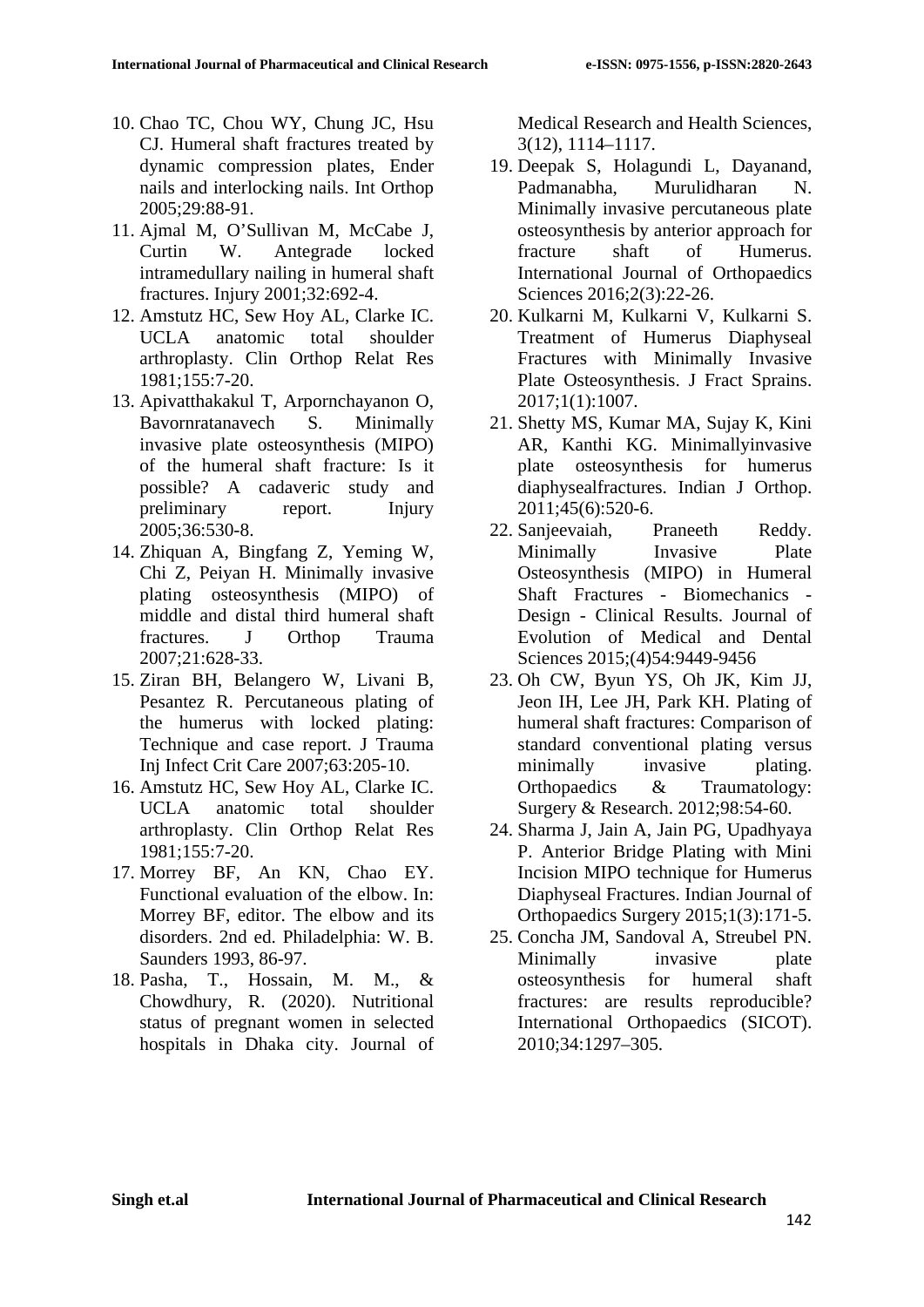10. Chao TC, Chou WY, Chung JC, Hsu CJ. Humeral shaft fractures treated by dynamic compression plates, Ender nails and interlocking nails. Int Orthop 2005;29:88-91.
11. Ajmal M, O'Sullivan M, McCabe J, Curtin W. Antegrade locked intramedullary nailing in humeral shaft fractures. Injury 2001;32:692-4.
12. Amstutz HC, Sew Hoy AL, Clarke IC. UCLA anatomic total shoulder arthroplasty. Clin Orthop Relat Res 1981;155:7-20.
13. Apivatthakakul T, Arpornchayanon O, Bavornratanavech S. Minimally invasive plate osteosynthesis (MIPO) of the humeral shaft fracture: Is it possible? A cadaveric study and preliminary report. Injury 2005;36:530-8.
14. Zhiquan A, Bingfang Z, Yeming W, Chi Z, Peiyan H. Minimally invasive plating osteosynthesis (MIPO) of middle and distal third humeral shaft fractures. J Orthop Trauma 2007;21:628-33.
15. Ziran BH, Belangero W, Livani B, Pesantez R. Percutaneous plating of the humerus with locked plating: Technique and case report. J Trauma Inj Infect Crit Care 2007;63:205-10.
16. Amstutz HC, Sew Hoy AL, Clarke IC. UCLA anatomic total shoulder arthroplasty. Clin Orthop Relat Res 1981;155:7-20.
17. Morrey BF, An KN, Chao EY. Functional evaluation of the elbow. In: Morrey BF, editor. The elbow and its disorders. 2nd ed. Philadelphia: W. B. Saunders 1993, 86-97.
18. Pasha, T., Hossain, M. M., & Chowdhury, R. (2020). Nutritional status of pregnant women in selected hospitals in Dhaka city. Journal of Medical Research and Health Sciences, 3(12), 1114–1117.
19. Deepak S, Holagundi L, Dayanand, Padmanabha, Murulidharan N. Minimally invasive percutaneous plate osteosynthesis by anterior approach for fracture shaft of Humerus. International Journal of Orthopaedics Sciences 2016;2(3):22-26.
20. Kulkarni M, Kulkarni V, Kulkarni S. Treatment of Humerus Diaphyseal Fractures with Minimally Invasive Plate Osteosynthesis. J Fract Sprains. 2017;1(1):1007.
21. Shetty MS, Kumar MA, Sujay K, Kini AR, Kanthi KG. Minimallyinvasive plate osteosynthesis for humerus diaphysealfractures. Indian J Orthop. 2011;45(6):520-6.
22. Sanjeevaiah, Praneeth Reddy. Minimally Invasive Plate Osteosynthesis (MIPO) in Humeral Shaft Fractures - Biomechanics - Design - Clinical Results. Journal of Evolution of Medical and Dental Sciences 2015;(4)54:9449-9456
23. Oh CW, Byun YS, Oh JK, Kim JJ, Jeon IH, Lee JH, Park KH. Plating of humeral shaft fractures: Comparison of standard conventional plating versus minimally invasive plating. Orthopaedics & Traumatology: Surgery & Research. 2012;98:54-60.
24. Sharma J, Jain A, Jain PG, Upadhyaya P. Anterior Bridge Plating with Mini Incision MIPO technique for Humerus Diaphyseal Fractures. Indian Journal of Orthopaedics Surgery 2015;1(3):171-5.
25. Concha JM, Sandoval A, Streubel PN. Minimally invasive plate osteosynthesis for humeral shaft fractures: are results reproducible? International Orthopaedics (SICOT). 2010;34:1297–305.